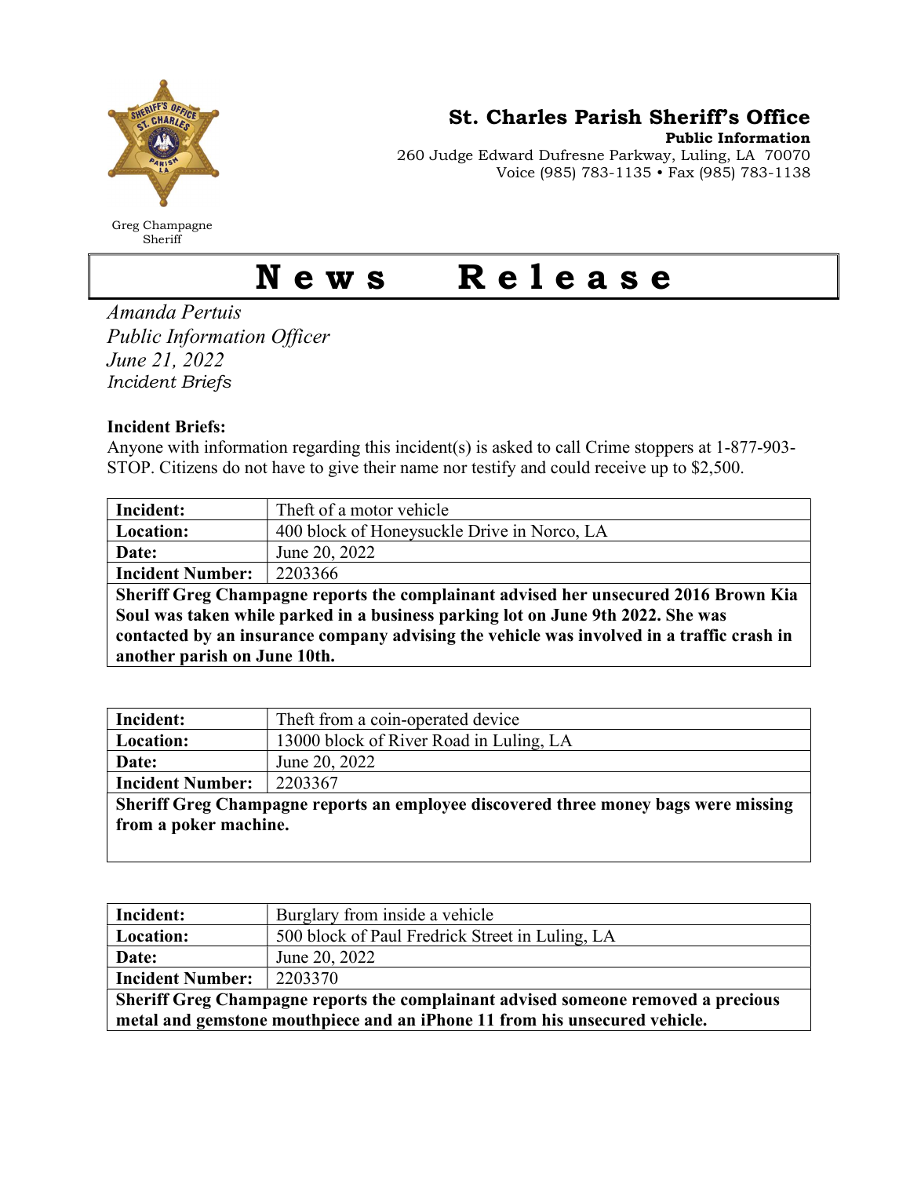Greg Champagne
Sheriff

**St. Charles Parish Sheriff's Office**
**Public Information**
260 Judge Edward Dufresne Parkway, Luling, LA 70070
Voice (985) 783-1135 • Fax (985) 783-1138

# News Release

*Amanda Pertuis*
*Public Information Officer*
*June 21, 2022*
*Incident Briefs*

**Incident Briefs:**
Anyone with information regarding this incident(s) is asked to call Crime stoppers at 1-877-903-STOP. Citizens do not have to give their name nor testify and could receive up to $2,500.

| **Incident:** | Theft of a motor vehicle |
|---|---|
| **Location:** | 400 block of Honeysuckle Drive in Norco, LA |
| **Date:** | June 20, 2022 |
| **Incident Number:** | 2203366 |
| **Sheriff Greg Champagne reports the complainant advised her unsecured 2016 Brown Kia Soul was taken while parked in a business parking lot on June 9th 2022. She was contacted by an insurance company advising the vehicle was involved in a traffic crash in another parish on June 10th.** | |

| **Incident:** | Theft from a coin-operated device |
|---|---|
| **Location:** | 13000 block of River Road in Luling, LA |
| **Date:** | June 20, 2022 |
| **Incident Number:** | 2203367 |
| **Sheriff Greg Champagne reports an employee discovered three money bags were missing from a poker machine.** | |

| **Incident:** | Burglary from inside a vehicle |
|---|---|
| **Location:** | 500 block of Paul Fredrick Street in Luling, LA |
| **Date:** | June 20, 2022 |
| **Incident Number:** | 2203370 |
| **Sheriff Greg Champagne reports the complainant advised someone removed a precious metal and gemstone mouthpiece and an iPhone 11 from his unsecured vehicle.** | |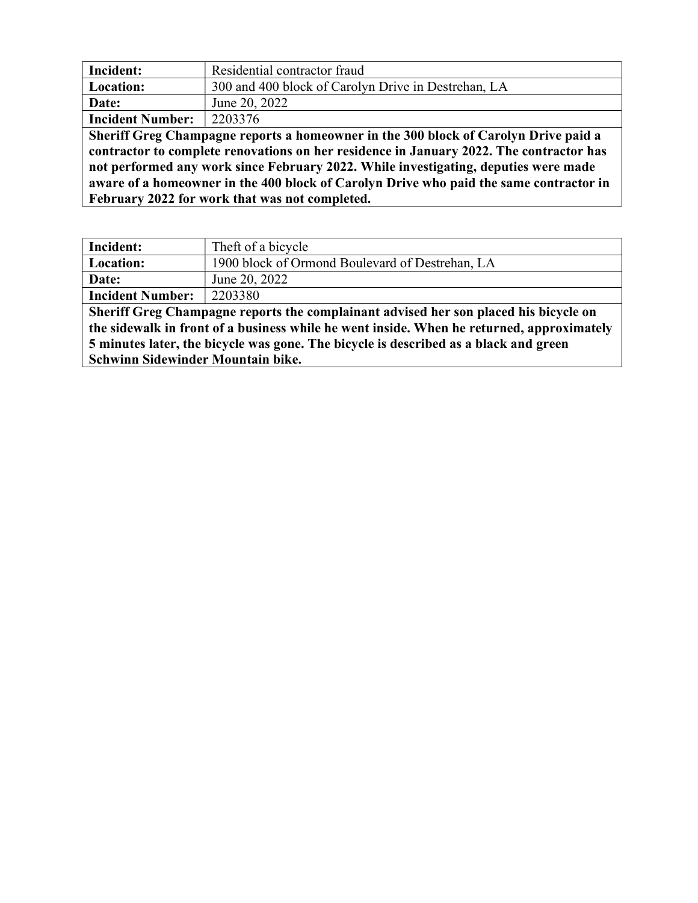| | |
|---|---|
| **Incident:** | Residential contractor fraud |
| **Location:** | 300 and 400 block of Carolyn Drive in Destrehan, LA |
| **Date:** | June 20, 2022 |
| **Incident Number:** | 2203376 |

**Sheriff Greg Champagne reports a homeowner in the 300 block of Carolyn Drive paid a contractor to complete renovations on her residence in January 2022. The contractor has not performed any work since February 2022. While investigating, deputies were made aware of a homeowner in the 400 block of Carolyn Drive who paid the same contractor in February 2022 for work that was not completed.**

| | |
|---|---|
| **Incident:** | Theft of a bicycle |
| **Location:** | 1900 block of Ormond Boulevard of Destrehan, LA |
| **Date:** | June 20, 2022 |
| **Incident Number:** | 2203380 |

**Sheriff Greg Champagne reports the complainant advised her son placed his bicycle on the sidewalk in front of a business while he went inside. When he returned, approximately 5 minutes later, the bicycle was gone. The bicycle is described as a black and green Schwinn Sidewinder Mountain bike.**